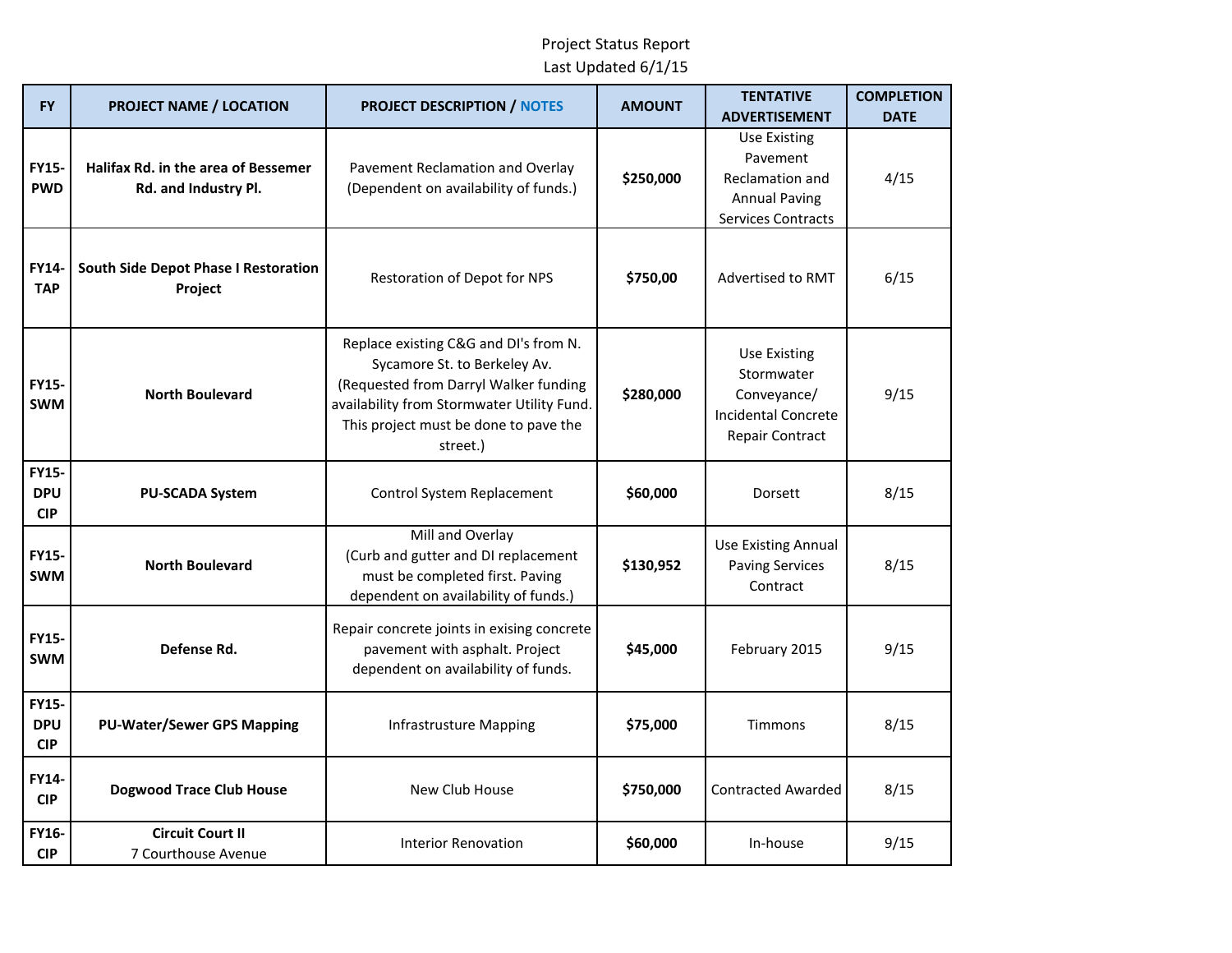Project Status Report
Last Updated 6/1/15

| FY | PROJECT NAME / LOCATION | PROJECT DESCRIPTION / NOTES | AMOUNT | TENTATIVE ADVERTISEMENT | COMPLETION DATE |
|---|---|---|---|---|---|
| **FY15-PWD** | **Halifax Rd. in the area of Bessemer Rd. and Industry Pl.** | Pavement Reclamation and Overlay (Dependent on availability of funds.) | **$250,000** | Use Existing Pavement Reclamation and Annual Paving Services Contracts | 4/15 |
| **FY14-TAP** | **South Side Depot Phase I Restoration Project** | Restoration of Depot for NPS | **$750,00** | Advertised to RMT | 6/15 |
| **FY15-SWM** | **North Boulevard** | Replace existing C&G and DI's from N. Sycamore St. to Berkeley Av. (Requested from Darryl Walker funding availability from Stormwater Utility Fund. This project must be done to pave the street.) | **$280,000** | Use Existing Stormwater Conveyance/ Incidental Concrete Repair Contract | 9/15 |
| **FY15-DPU CIP** | **PU-SCADA System** | Control System Replacement | **$60,000** | Dorsett | 8/15 |
| **FY15-SWM** | **North Boulevard** | Mill and Overlay (Curb and gutter and DI replacement must be completed first. Paving dependent on availability of funds.) | **$130,952** | Use Existing Annual Paving Services Contract | 8/15 |
| **FY15-SWM** | **Defense Rd.** | Repair concrete joints in exising concrete pavement with asphalt. Project dependent on availability of funds. | **$45,000** | February 2015 | 9/15 |
| **FY15-DPU CIP** | **PU-Water/Sewer GPS Mapping** | Infrastrusture Mapping | **$75,000** | Timmons | 8/15 |
| **FY14-CIP** | **Dogwood Trace Club House** | New Club House | **$750,000** | Contracted Awarded | 8/15 |
| **FY16-CIP** | **Circuit Court II** 7 Courthouse Avenue | Interior Renovation | **$60,000** | In-house | 9/15 |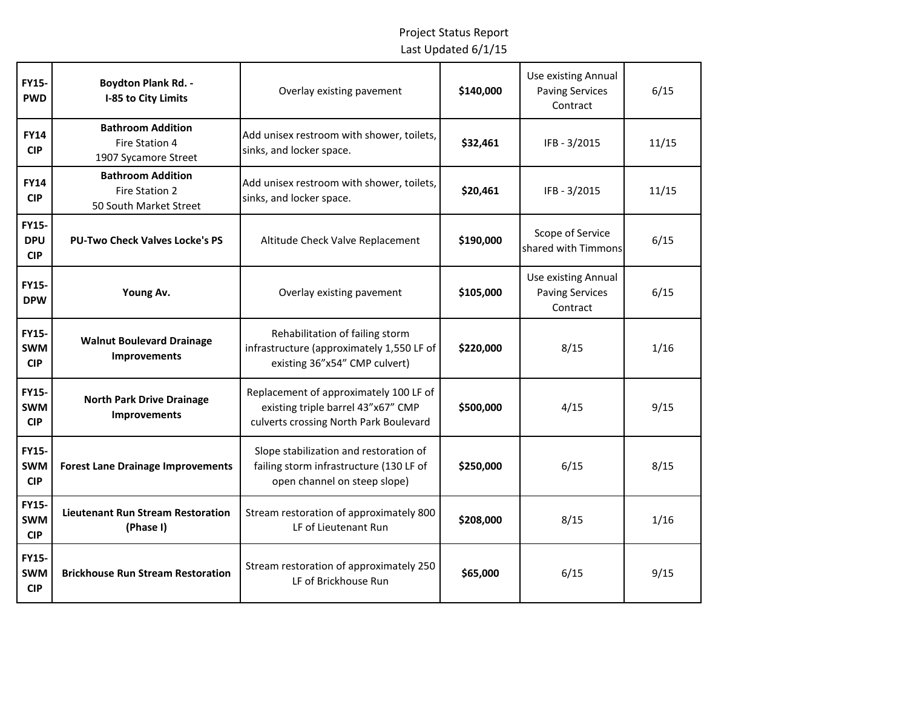Project Status Report
Last Updated 6/1/15

| | | | | | |
|---|---|---|---|---|---|
| **FY15-PWD** | **Boydton Plank Rd. - I-85 to City Limits** | Overlay existing pavement | **$140,000** | Use existing Annual Paving Services Contract | 6/15 |
| **FY14 CIP** | **Bathroom Addition** Fire Station 4 1907 Sycamore Street | Add unisex restroom with shower, toilets, sinks, and locker space. | **$32,461** | IFB - 3/2015 | 11/15 |
| **FY14 CIP** | **Bathroom Addition** Fire Station 2 50 South Market Street | Add unisex restroom with shower, toilets, sinks, and locker space. | **$20,461** | IFB - 3/2015 | 11/15 |
| **FY15-DPU CIP** | **PU-Two Check Valves Locke's PS** | Altitude Check Valve Replacement | **$190,000** | Scope of Service shared with Timmons | 6/15 |
| **FY15-DPW** | **Young Av.** | Overlay existing pavement | **$105,000** | Use existing Annual Paving Services Contract | 6/15 |
| **FY15-SWM CIP** | **Walnut Boulevard Drainage Improvements** | Rehabilitation of failing storm infrastructure (approximately 1,550 LF of existing 36"x54" CMP culvert) | **$220,000** | 8/15 | 1/16 |
| **FY15-SWM CIP** | **North Park Drive Drainage Improvements** | Replacement of approximately 100 LF of existing triple barrel 43"x67" CMP culverts crossing North Park Boulevard | **$500,000** | 4/15 | 9/15 |
| **FY15-SWM CIP** | **Forest Lane Drainage Improvements** | Slope stabilization and restoration of failing storm infrastructure (130 LF of open channel on steep slope) | **$250,000** | 6/15 | 8/15 |
| **FY15-SWM CIP** | **Lieutenant Run Stream Restoration (Phase I)** | Stream restoration of approximately 800 LF of Lieutenant Run | **$208,000** | 8/15 | 1/16 |
| **FY15-SWM CIP** | **Brickhouse Run Stream Restoration** | Stream restoration of approximately 250 LF of Brickhouse Run | **$65,000** | 6/15 | 9/15 |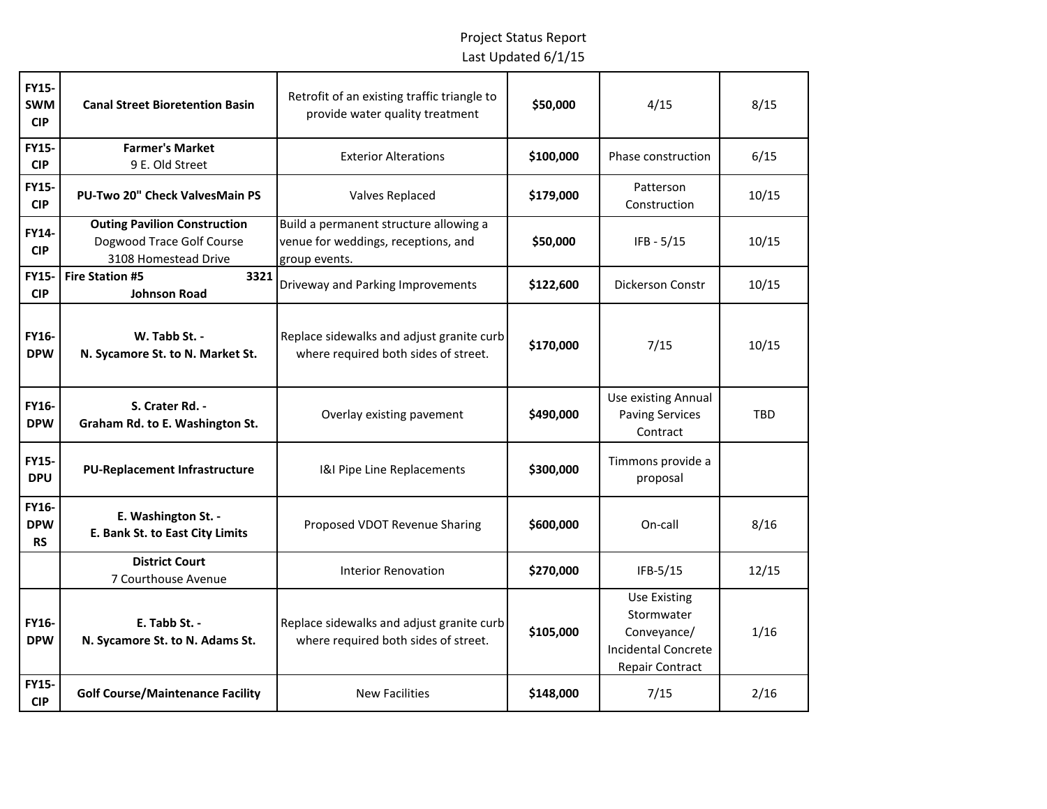Project Status Report
Last Updated 6/1/15

| | | | | | |
|---|---|---|---|---|---|
| **FY15-SWM CIP** | **Canal Street Bioretention Basin** | Retrofit of an existing traffic triangle to provide water quality treatment | **$50,000** | 4/15 | 8/15 |
| **FY15-CIP** | **Farmer's Market** 9 E. Old Street | Exterior Alterations | **$100,000** | Phase construction | 6/15 |
| **FY15-CIP** | **PU-Two 20" Check ValvesMain PS** | Valves Replaced | **$179,000** | Patterson Construction | 10/15 |
| **FY14-CIP** | **Outing Pavilion Construction** Dogwood Trace Golf Course 3108 Homestead Drive | Build a permanent structure allowing a venue for weddings, receptions, and group events. | **$50,000** | IFB - 5/15 | 10/15 |
| **FY15-CIP** | **Fire Station #5 3321 Johnson Road** | Driveway and Parking Improvements | **$122,600** | Dickerson Constr | 10/15 |
| **FY16-DPW** | **W. Tabb St. - N. Sycamore St. to N. Market St.** | Replace sidewalks and adjust granite curb where required both sides of street. | **$170,000** | 7/15 | 10/15 |
| **FY16-DPW** | **S. Crater Rd. - Graham Rd. to E. Washington St.** | Overlay existing pavement | **$490,000** | Use existing Annual Paving Services Contract | TBD |
| **FY15-DPU** | **PU-Replacement Infrastructure** | I&I Pipe Line Replacements | **$300,000** | Timmons provide a proposal | |
| **FY16-DPW RS** | **E. Washington St. - E. Bank St. to East City Limits** | Proposed VDOT Revenue Sharing | **$600,000** | On-call | 8/16 |
| | **District Court** 7 Courthouse Avenue | Interior Renovation | **$270,000** | IFB-5/15 | 12/15 |
| **FY16-DPW** | **E. Tabb St. - N. Sycamore St. to N. Adams St.** | Replace sidewalks and adjust granite curb where required both sides of street. | **$105,000** | Use Existing Stormwater Conveyance/ Incidental Concrete Repair Contract | 1/16 |
| **FY15-CIP** | **Golf Course/Maintenance Facility** | New Facilities | **$148,000** | 7/15 | 2/16 |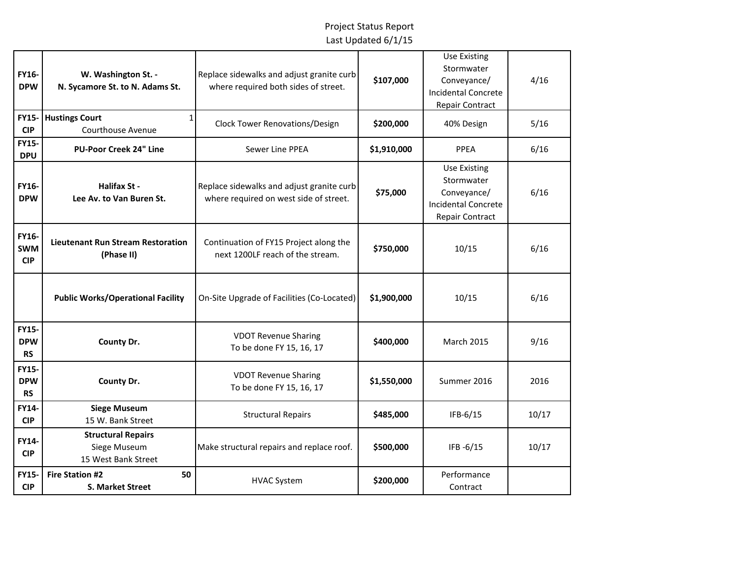Project Status Report
Last Updated 6/1/15

| | | | | | |
|---|---|---|---|---|---|
| **FY16-DPW** | **W. Washington St. - N. Sycamore St. to N. Adams St.** | Replace sidewalks and adjust granite curb where required both sides of street. | **$107,000** | Use Existing Stormwater Conveyance/ Incidental Concrete Repair Contract | 4/16 |
| **FY15-CIP** | **Hustings Court** 1 Courthouse Avenue | Clock Tower Renovations/Design | **$200,000** | 40% Design | 5/16 |
| **FY15-DPU** | **PU-Poor Creek 24" Line** | Sewer Line PPEA | **$1,910,000** | PPEA | 6/16 |
| **FY16-DPW** | **Halifax St - Lee Av. to Van Buren St.** | Replace sidewalks and adjust granite curb where required on west side of street. | **$75,000** | Use Existing Stormwater Conveyance/ Incidental Concrete Repair Contract | 6/16 |
| **FY16-SWM CIP** | **Lieutenant Run Stream Restoration (Phase II)** | Continuation of FY15 Project along the next 1200LF reach of the stream. | **$750,000** | 10/15 | 6/16 |
| | **Public Works/Operational Facility** | On-Site Upgrade of Facilities (Co-Located) | **$1,900,000** | 10/15 | 6/16 |
| **FY15-DPW RS** | **County Dr.** | VDOT Revenue Sharing To be done FY 15, 16, 17 | **$400,000** | March 2015 | 9/16 |
| **FY15-DPW RS** | **County Dr.** | VDOT Revenue Sharing To be done FY 15, 16, 17 | **$1,550,000** | Summer 2016 | 2016 |
| **FY14-CIP** | **Siege Museum** 15 W. Bank Street | Structural Repairs | **$485,000** | IFB-6/15 | 10/17 |
| **FY14-CIP** | **Structural Repairs** Siege Museum 15 West Bank Street | Make structural repairs and replace roof. | **$500,000** | IFB -6/15 | 10/17 |
| **FY15-CIP** | **Fire Station #2 50 S. Market Street** | HVAC System | **$200,000** | Performance Contract | |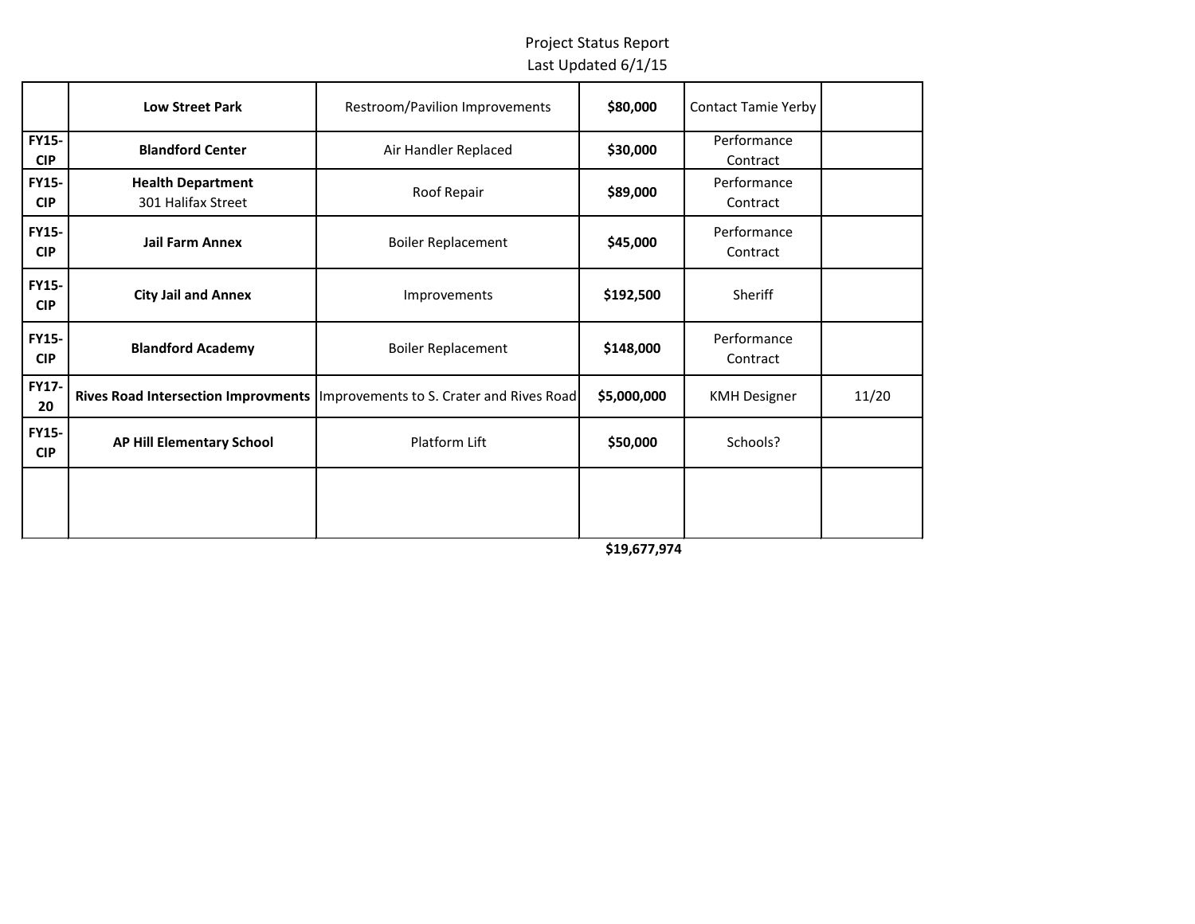Project Status Report
Last Updated 6/1/15

| | | | | | |
|---|---|---|---|---|---|
| | **Low Street Park** | Restroom/Pavilion Improvements | **$80,000** | Contact Tamie Yerby | |
| **FY15-CIP** | **Blandford Center** | Air Handler Replaced | **$30,000** | Performance Contract | |
| **FY15-CIP** | **Health Department** 301 Halifax Street | Roof Repair | **$89,000** | Performance Contract | |
| **FY15-CIP** | **Jail Farm Annex** | Boiler Replacement | **$45,000** | Performance Contract | |
| **FY15-CIP** | **City Jail and Annex** | Improvements | **$192,500** | Sheriff | |
| **FY15-CIP** | **Blandford Academy** | Boiler Replacement | **$148,000** | Performance Contract | |
| **FY17-20** | **Rives Road Intersection Improvments** | Improvements to S. Crater and Rives Road | **$5,000,000** | KMH Designer | 11/20 |
| **FY15-CIP** | **AP Hill Elementary School** | Platform Lift | **$50,000** | Schools? | |
| | | | | | |
| | | | **$19,677,974** | | |